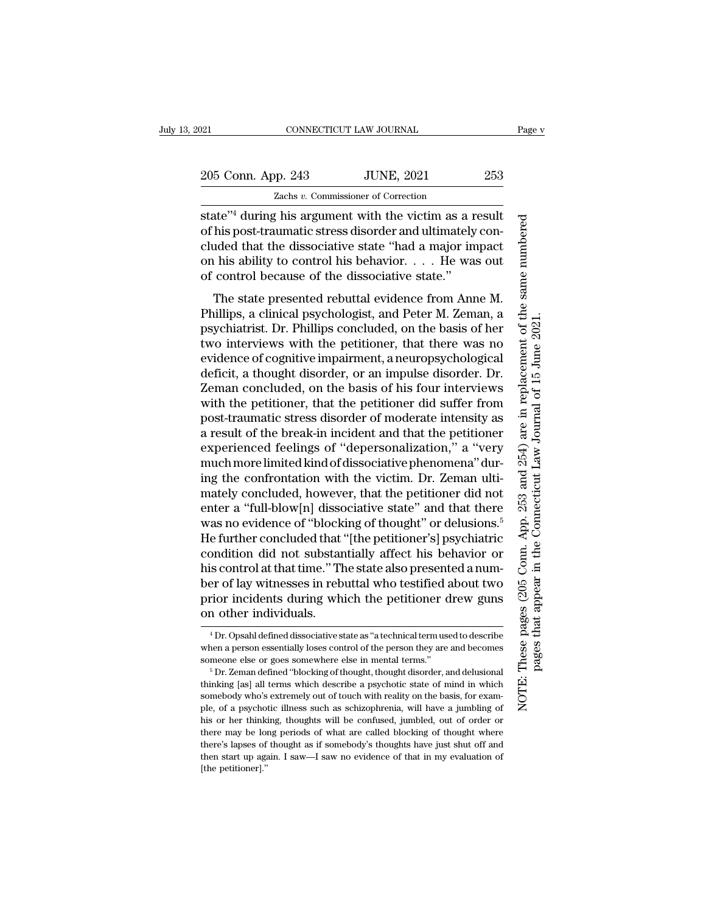state"[4] during his argument with the victim as a result of his post-traumatic stress disorder and ultimately concluded that the dissociative state "had a major impact on his ability to control his behavior. . . . He was out of control because of the dissociative state."

The state presented rebuttal evidence from Anne M. Phillips, a clinical psychologist, and Peter M. Zeman, a psychiatrist. Dr. Phillips concluded, on the basis of her two interviews with the petitioner, that there was no evidence of cognitive impairment, a neuropsychological deficit, a thought disorder, or an impulse disorder. Dr. Zeman concluded, on the basis of his four interviews with the petitioner, that the petitioner did suffer from post-traumatic stress disorder of moderate intensity as a result of the break-in incident and that the petitioner experienced feelings of "depersonalization," a "very much more limited kind of dissociative phenomena" during the confrontation with the victim. Dr. Zeman ultimately concluded, however, that the petitioner did not enter a "full-blow[n] dissociative state" and that there was no evidence of "blocking of thought" or delusions.[5] He further concluded that "[the petitioner's] psychiatric condition did not substantially affect his behavior or his control at that time." The state also presented a number of lay witnesses in rebuttal who testified about two prior incidents during which the petitioner drew guns on other individuals.

[4] Dr. Opsahl defined dissociative state as "a technical term used to describe when a person essentially loses control of the person they are and becomes someone else or goes somewhere else in mental terms."

[5] Dr. Zeman defined "blocking of thought, thought disorder, and delusional thinking [as] all terms which describe a psychotic state of mind in which somebody who's extremely out of touch with reality on the basis, for example, of a psychotic illness such as schizophrenia, will have a jumbling of his or her thinking, thoughts will be confused, jumbled, out of order or there may be long periods of what are called blocking of thought where there's lapses of thought as if somebody's thoughts have just shut off and then start up again. I saw—I saw no evidence of that in my evaluation of [the petitioner]."

NOTE: These pages (205 Conn. App. 253 and 254) are in replacement of the same numbered pages that appear in the Connecticut Law Journal of 15 June 2021.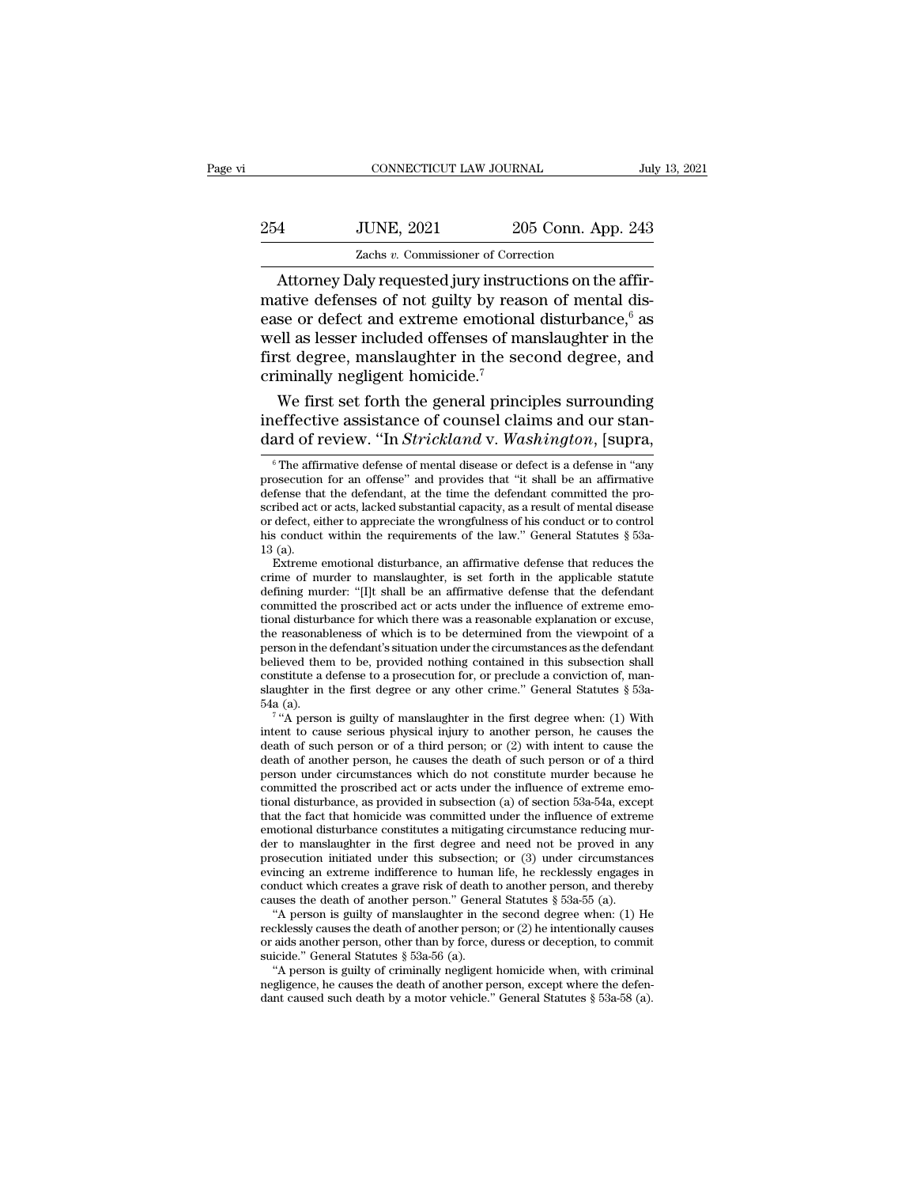Attorney Daly requested jury instructions on the affirmative defenses of not guilty by reason of mental disease or defect and extreme emotional disturbance,[6] as well as lesser included offenses of manslaughter in the first degree, manslaughter in the second degree, and criminally negligent homicide.[7]

We first set forth the general principles surrounding ineffective assistance of counsel claims and our standard of review. "In *Strickland* v. *Washington*, [supra,

[6] The affirmative defense of mental disease or defect is a defense in "any prosecution for an offense" and provides that "it shall be an affirmative defense that the defendant, at the time the defendant committed the proscribed act or acts, lacked substantial capacity, as a result of mental disease or defect, either to appreciate the wrongfulness of his conduct or to control his conduct within the requirements of the law." General Statutes § 53a-13 (a).

Extreme emotional disturbance, an affirmative defense that reduces the crime of murder to manslaughter, is set forth in the applicable statute defining murder: "[I]t shall be an affirmative defense that the defendant committed the proscribed act or acts under the influence of extreme emotional disturbance for which there was a reasonable explanation or excuse, the reasonableness of which is to be determined from the viewpoint of a person in the defendant's situation under the circumstances as the defendant believed them to be, provided nothing contained in this subsection shall constitute a defense to a prosecution for, or preclude a conviction of, manslaughter in the first degree or any other crime." General Statutes § 53a-54a (a).

[7] "A person is guilty of manslaughter in the first degree when: (1) With intent to cause serious physical injury to another person, he causes the death of such person or of a third person; or (2) with intent to cause the death of another person, he causes the death of such person or of a third person under circumstances which do not constitute murder because he committed the proscribed act or acts under the influence of extreme emotional disturbance, as provided in subsection (a) of section 53a-54a, except that the fact that homicide was committed under the influence of extreme emotional disturbance constitutes a mitigating circumstance reducing murder to manslaughter in the first degree and need not be proved in any prosecution initiated under this subsection; or (3) under circumstances evincing an extreme indifference to human life, he recklessly engages in conduct which creates a grave risk of death to another person, and thereby causes the death of another person." General Statutes § 53a-55 (a).

"A person is guilty of manslaughter in the second degree when: (1) He recklessly causes the death of another person; or (2) he intentionally causes or aids another person, other than by force, duress or deception, to commit suicide." General Statutes § 53a-56 (a).

"A person is guilty of criminally negligent homicide when, with criminal negligence, he causes the death of another person, except where the defendant caused such death by a motor vehicle." General Statutes § 53a-58 (a).